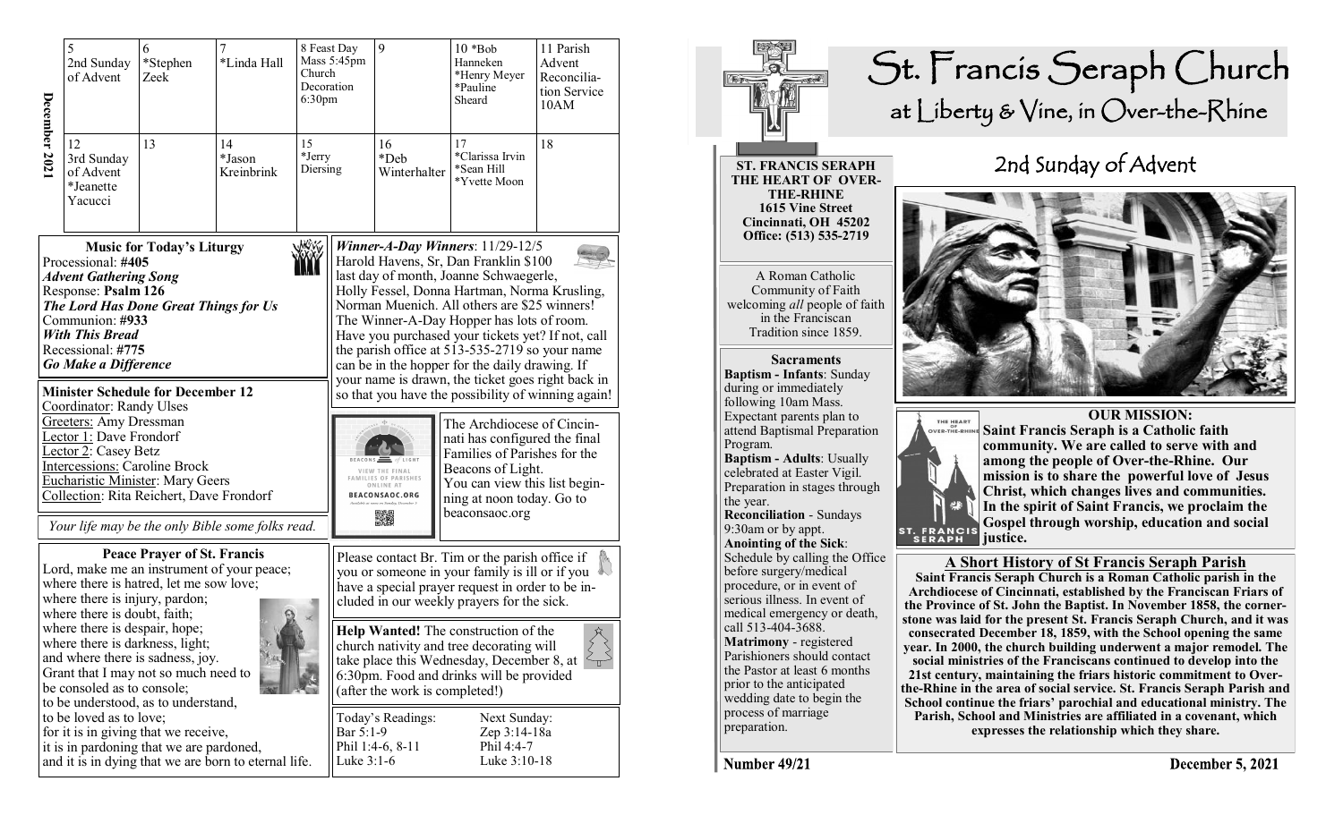# St. Francis Seraph Church

at Liberty & Vine, in Over-the-Rhine

## 2nd Sunday of Advent

**ST. FRANCIS SERAPH THE HEART OF OVER-THE-RHINE**
**1615 Vine Street**
**Cincinnati, OH 45202**
**Office: (513) 535-2719**

A Roman Catholic Community of Faith welcoming *all* people of faith in the Franciscan Tradition since 1859.

**Sacraments**

**Baptism - Infants**: Sunday during or immediately following 10am Mass. Expectant parents plan to attend Baptismal Preparation Program.

**Baptism - Adults**: Usually celebrated at Easter Vigil. Preparation in stages through the year.

**Reconciliation** - Sundays 9:30am or by appt.

**Anointing of the Sick**: Schedule by calling the Office before surgery/medical procedure, or in event of serious illness. In event of medical emergency or death, call 513-404-3688.

**Matrimony** - registered Parishioners should contact the Pastor at least 6 months prior to the anticipated wedding date to begin the process of marriage preparation.

**OUR MISSION:**

**Saint Francis Seraph is a Catholic faith community. We are called to serve with and among the people of Over-the-Rhine. Our mission is to share the powerful love of Jesus Christ, which changes lives and communities. In the spirit of Saint Francis, we proclaim the Gospel through worship, education and social justice.**

### A Short History of St Francis Seraph Parish

**Saint Francis Seraph Church is a Roman Catholic parish in the Archdiocese of Cincinnati, established by the Franciscan Friars of the Province of St. John the Baptist. In November 1858, the cornerstone was laid for the present St. Francis Seraph Church, and it was consecrated December 18, 1859, with the School opening the same year. In 2000, the church building underwent a major remodel. The social ministries of the Franciscans continued to develop into the 21st century, maintaining the friars historic commitment to Over-the-Rhine in the area of social service. St. Francis Seraph Parish and School continue the friars' parochial and educational ministry. The Parish, School and Ministries are affiliated in a covenant, which expresses the relationship which they share.**

**Number 49/21** **December 5, 2021**

---

**December 2021**

| 5 | 6 | 7 | 8 | 9 | 10 | 11 |
|---|---|---|---|---|---|---|
| 2nd Sunday of Advent | *Stephen Zeek | *Linda Hall | Feast Day Mass 5:45pm Church Decoration 6:30pm | | *Bob Hanneken *Henry Meyer *Pauline Sheard | Parish Advent Reconciliation Service 10AM |
| **12** | **13** | **14** | **15** | **16** | **17** | **18** |
| 3rd Sunday of Advent *Jeanette Yacucci | | *Jason Kreinbrink | *Jerry Diersing | *Deb Winterhalter | *Clarissa Irvin *Sean Hill *Yvette Moon | |

**Music for Today's Liturgy**

Processional: **#405**
***Advent Gathering Song***
Response: **Psalm 126**
***The Lord Has Done Great Things for Us***
Communion: **#933**
***With This Bread***
Recessional: **#775**
***Go Make a Difference***

**Minister Schedule for December 12**

Coordinator: Randy Ulses
Greeters: Amy Dressman
Lector 1: Dave Frondorf
Lector 2: Casey Betz
Intercessions: Caroline Brock
Eucharistic Minister: Mary Geers
Collection: Rita Reichert, Dave Frondorf

*Your life may be the only Bible some folks read.*

**Peace Prayer of St. Francis**

Lord, make me an instrument of your peace;
where there is hatred, let me sow love;
where there is injury, pardon;
where there is doubt, faith;
where there is despair, hope;
where there is darkness, light;
and where there is sadness, joy.
Grant that I may not so much need to be consoled as to console;
to be understood, as to understand,
to be loved as to love;
for it is in giving that we receive,
it is in pardoning that we are pardoned,
and it is in dying that we are born to eternal life.

***Winner-A-Day Winners***: 11/29-12/5

Harold Havens, Sr, Dan Franklin $100 last day of month, Joanne Schwaegerle, Holly Fessel, Donna Hartman, Norma Krusling, Norman Muenich. All others are $25 winners! The Winner-A-Day Hopper has lots of room. Have you purchased your tickets yet? If not, call the parish office at 513-535-2719 so your name can be in the hopper for the daily drawing. If your name is drawn, the ticket goes right back in so that you have the possibility of winning again!

The Archdiocese of Cincinnati has configured the final Families of Parishes for the Beacons of Light. You can view this list beginning at noon today. Go to beaconsaoc.org

Please contact Br. Tim or the parish office if you or someone in your family is ill or if you have a special prayer request in order to be included in our weekly prayers for the sick.

**Help Wanted!** The construction of the church nativity and tree decorating will take place this Wednesday, December 8, at 6:30pm. Food and drinks will be provided (after the work is completed!)

| Today's Readings: | Next Sunday: |
|---|---|
| Bar 5:1-9 | Zep 3:14-18a |
| Phil 1:4-6, 8-11 | Phil 4:4-7 |
| Luke 3:1-6 | Luke 3:10-18 |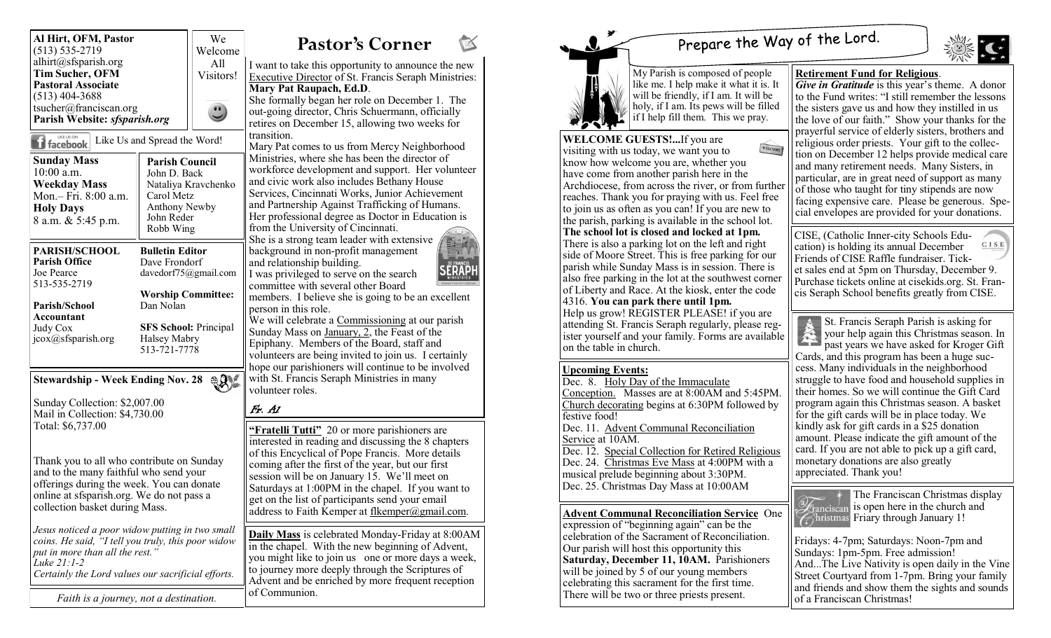**Al Hirt, OFM, Pastor**
(513) 535-2719
alhirt@sfsparish.org
**Tim Sucher, OFM**
**Pastoral Associate**
(513) 404-3688
tsucher@franciscan.org
**Parish Website: *sfsparish.org***

We Welcome All Visitors!

Like Us and Spread the Word!

**Sunday Mass**
10:00 a.m.
**Weekday Mass**
Mon.– Fri. 8:00 a.m.
**Holy Days**
8 a.m. & 5:45 p.m.

**Parish Council**
John D. Back
Nataliya Kravchenko
Carol Metz
Anthony Newby
John Reder
Robb Wing

**PARISH/SCHOOL**
**Parish Office**
Joe Pearce
513-535-2719

**Parish/School Accountant**
Judy Cox
jcox@sfsparish.org

**Bulletin Editor**
Dave Frondorf
davedorf75@gmail.com

**Worship Committee:**
Dan Nolan

**SFS School:** Principal
Halsey Mabry
513-721-7778

**Stewardship - Week Ending Nov. 28**

Sunday Collection: $2,007.00
Mail in Collection: $4,730.00
Total: $6,737.00

Thank you to all who contribute on Sunday and to the many faithful who send your offerings during the week. You can donate online at sfsparish.org. We do not pass a collection basket during Mass.

*Jesus noticed a poor widow putting in two small coins. He said, "I tell you truly, this poor widow put in more than all the rest." Luke 21:1-2*
*Certainly the Lord values our sacrificial efforts.*

*Faith is a journey, not a destination.*

# Pastor's Corner

I want to take this opportunity to announce the new Executive Director of St. Francis Seraph Ministries: **Mary Pat Raupach, Ed.D**.
She formally began her role on December 1. The out-going director, Chris Schuermann, officially retires on December 15, allowing two weeks for transition.
Mary Pat comes to us from Mercy Neighborhood Ministries, where she has been the director of workforce development and support. Her volunteer and civic work also includes Bethany House Services, Cincinnati Works, Junior Achievement and Partnership Against Trafficking of Humans. Her professional degree as Doctor in Education is from the University of Cincinnati.
She is a strong team leader with extensive background in non-profit management and relationship building.
I was privileged to serve on the search committee with several other Board members. I believe she is going to be an excellent person in this role.
We will celebrate a Commissioning at our parish Sunday Mass on January, 2, the Feast of the Epiphany. Members of the Board, staff and volunteers are being invited to join us. I certainly hope our parishioners will continue to be involved with St. Francis Seraph Ministries in many volunteer roles.

*Fr. Al*

**"Fratelli Tutti"** 20 or more parishioners are interested in reading and discussing the 8 chapters of this Encyclical of Pope Francis. More details coming after the first of the year, but our first session will be on January 15. We'll meet on Saturdays at 1:00PM in the chapel. If you want to get on the list of participants send your email address to Faith Kemper at flkemper@gmail.com.

**Daily Mass** is celebrated Monday-Friday at 8:00AM in the chapel. With the new beginning of Advent, you might like to join us one or more days a week, to journey more deeply through the Scriptures of Advent and be enriched by more frequent reception of Communion.

## Prepare the Way of the Lord.

My Parish is composed of people like me. I help make it what it is. It will be friendly, if I am. It will be holy, if I am. Its pews will be filled if I help fill them. This we pray.

**WELCOME GUESTS!...**If you are visiting with us today, we want you to know how welcome you are, whether you have come from another parish here in the Archdiocese, from across the river, or from further reaches. Thank you for praying with us. Feel free to join us as often as you can! If you are new to the parish, parking is available in the school lot. **The school lot is closed and locked at 1pm.** There is also a parking lot on the left and right side of Moore Street. This is free parking for our parish while Sunday Mass is in session. There is also free parking in the lot at the southwest corner of Liberty and Race. At the kiosk, enter the code 4316. **You can park there until 1pm.**
Help us grow! REGISTER PLEASE! if you are attending St. Francis Seraph regularly, please register yourself and your family. Forms are available on the table in church.

**Upcoming Events:**
Dec. 8. Holy Day of the Immaculate Conception. Masses are at 8:00AM and 5:45PM. Church decorating begins at 6:30PM followed by festive food!
Dec. 11. Advent Communal Reconciliation Service at 10AM.
Dec. 12. Special Collection for Retired Religious
Dec. 24. Christmas Eve Mass at 4:00PM with a musical prelude beginning about 3:30PM.
Dec. 25. Christmas Day Mass at 10:00AM

**Advent Communal Reconciliation Service** One expression of "beginning again" can be the celebration of the Sacrament of Reconciliation. Our parish will host this opportunity this **Saturday, December 11, 10AM.** Parishioners will be joined by 5 of our young members celebrating this sacrament for the first time. There will be two or three priests present.

**Retirement Fund for Religious**.
***Give in Gratitude*** is this year's theme. A donor to the Fund writes: "I still remember the lessons the sisters gave us and how they instilled in us the love of our faith." Show your thanks for the prayerful service of elderly sisters, brothers and religious order priests. Your gift to the collection on December 12 helps provide medical care and many retirement needs. Many Sisters, in particular, are in great need of support as many of those who taught for tiny stipends are now facing expensive care. Please be generous. Special envelopes are provided for your donations.

CISE, (Catholic Inner-city Schools Education) is holding its annual December Friends of CISE Raffle fundraiser. Ticket sales end at 5pm on Thursday, December 9. Purchase tickets online at cisekids.org. St. Francis Seraph School benefits greatly from CISE.

St. Francis Seraph Parish is asking for your help again this Christmas season. In past years we have asked for Kroger Gift Cards, and this program has been a huge success. Many individuals in the neighborhood struggle to have food and household supplies in their homes. So we will continue the Gift Card program again this Christmas season. A basket for the gift cards will be in place today. We kindly ask for gift cards in a $25 donation amount. Please indicate the gift amount of the card. If you are not able to pick up a gift card, monetary donations are also greatly appreciated. Thank you!

The Franciscan Christmas display is open here in the church and Friary through January 1!

Fridays: 4-7pm; Saturdays: Noon-7pm and Sundays: 1pm-5pm. Free admission!
And...The Live Nativity is open daily in the Vine Street Courtyard from 1-7pm. Bring your family and friends and show them the sights and sounds of a Franciscan Christmas!